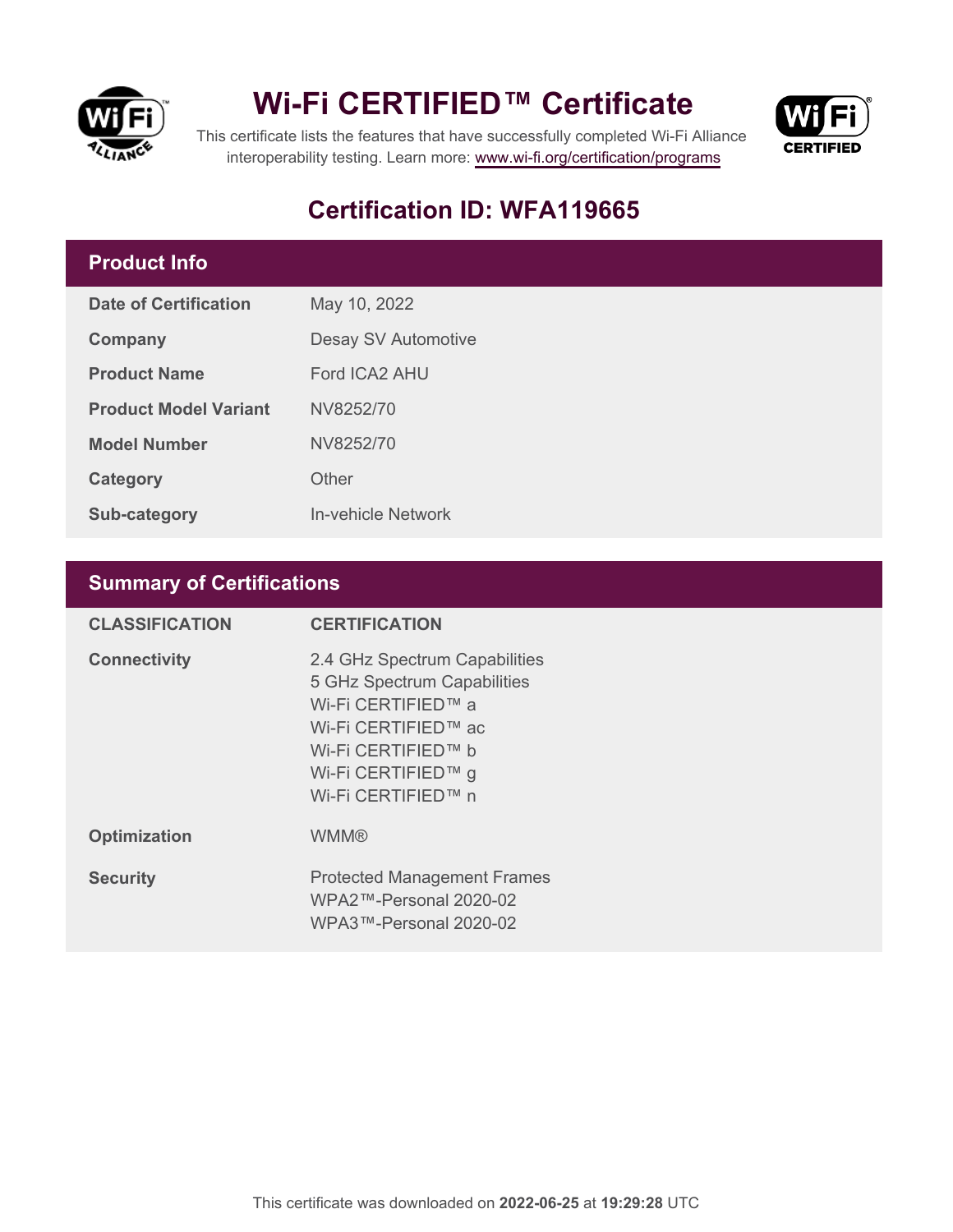# Wi-Fi CERTIFIED™ Certificate

This certificate lists the features that have successfully completed Wi-Fi Alliance interoperability testing. Learn more: [www.wi-fi.org/certification/programs](http://www.wi-fi.org/certification/programs)

## Certification ID: WFA119665

### Product Info

| | |
|---|---|
| **Date of Certification** | May 10, 2022 |
| **Company** | Desay SV Automotive |
| **Product Name** | Ford ICA2 AHU |
| **Product Model Variant** | NV8252/70 |
| **Model Number** | NV8252/70 |
| **Category** | Other |
| **Sub-category** | In-vehicle Network |

### Summary of Certifications

| CLASSIFICATION | CERTIFICATION |
|---|---|
| **Connectivity** | 2.4 GHz Spectrum Capabilities<br>5 GHz Spectrum Capabilities<br>Wi-Fi CERTIFIED™ a<br>Wi-Fi CERTIFIED™ ac<br>Wi-Fi CERTIFIED™ b<br>Wi-Fi CERTIFIED™ g<br>Wi-Fi CERTIFIED™ n |
| **Optimization** | WMM® |
| **Security** | Protected Management Frames<br>WPA2™-Personal 2020-02<br>WPA3™-Personal 2020-02 |

This certificate was downloaded on **2022-06-25** at **19:29:28** UTC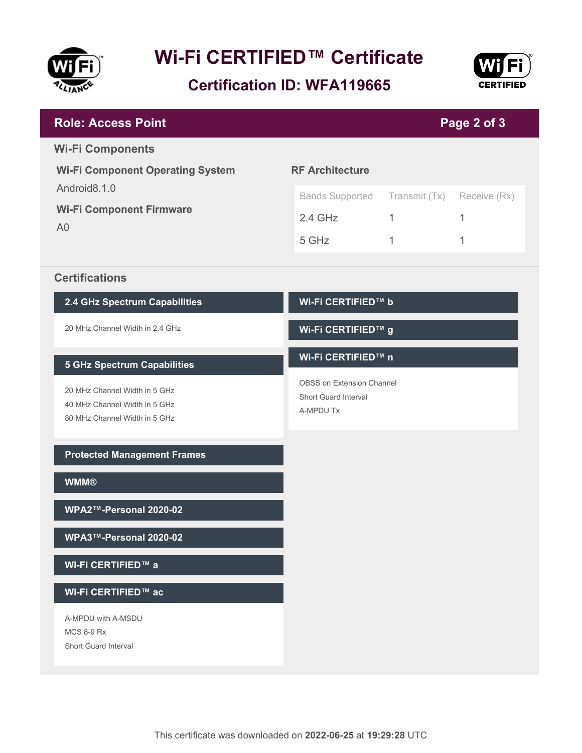# Wi-Fi CERTIFIED™ Certificate

## Certification ID: WFA119665

## Role: Access Point

### Wi-Fi Components

**Wi-Fi Component Operating System**

Android8.1.0

**Wi-Fi Component Firmware**

A0

**RF Architecture**

| Bands Supported | Transmit (Tx) | Receive (Rx) |
|---|---|---|
| 2.4 GHz | 1 | 1 |
| 5 GHz | 1 | 1 |

### Certifications

**2.4 GHz Spectrum Capabilities**

- 20 MHz Channel Width in 2.4 GHz

**5 GHz Spectrum Capabilities**

- 20 MHz Channel Width in 5 GHz
- 40 MHz Channel Width in 5 GHz
- 80 MHz Channel Width in 5 GHz

**Protected Management Frames**

**WMM®**

**WPA2™-Personal 2020-02**

**WPA3™-Personal 2020-02**

**Wi-Fi CERTIFIED™ a**

**Wi-Fi CERTIFIED™ ac**

- A-MPDU with A-MSDU
- MCS 8-9 Rx
- Short Guard Interval

**Wi-Fi CERTIFIED™ b**

**Wi-Fi CERTIFIED™ g**

**Wi-Fi CERTIFIED™ n**

- OBSS on Extension Channel
- Short Guard Interval
- A-MPDU Tx

This certificate was downloaded on **2022-06-25** at **19:29:28** UTC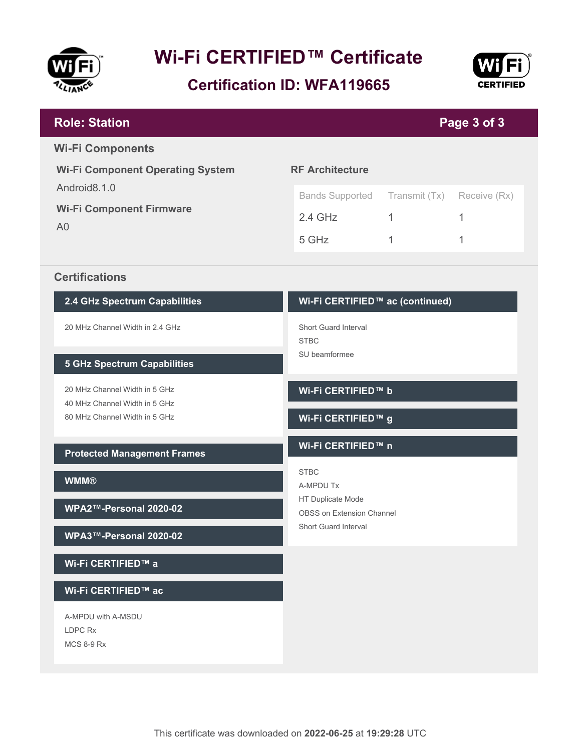# Wi-Fi CERTIFIED™ Certificate

## Certification ID: WFA119665

**Role: Station**

## Wi-Fi Components

### Wi-Fi Component Operating System

Android8.1.0

### Wi-Fi Component Firmware

A0

### RF Architecture

| Bands Supported | Transmit (Tx) | Receive (Rx) |
|---|---|---|
| 2.4 GHz | 1 | 1 |
| 5 GHz | 1 | 1 |

## Certifications

### 2.4 GHz Spectrum Capabilities

20 MHz Channel Width in 2.4 GHz

### 5 GHz Spectrum Capabilities

20 MHz Channel Width in 5 GHz
40 MHz Channel Width in 5 GHz
80 MHz Channel Width in 5 GHz

### Protected Management Frames

### WMM®

### WPA2™-Personal 2020-02

### WPA3™-Personal 2020-02

### Wi-Fi CERTIFIED™ a

### Wi-Fi CERTIFIED™ ac

A-MPDU with A-MSDU
LDPC Rx
MCS 8-9 Rx

### Wi-Fi CERTIFIED™ ac (continued)

Short Guard Interval
STBC
SU beamformee

### Wi-Fi CERTIFIED™ b

### Wi-Fi CERTIFIED™ g

### Wi-Fi CERTIFIED™ n

STBC
A-MPDU Tx
HT Duplicate Mode
OBSS on Extension Channel
Short Guard Interval

This certificate was downloaded on **2022-06-25** at **19:29:28** UTC